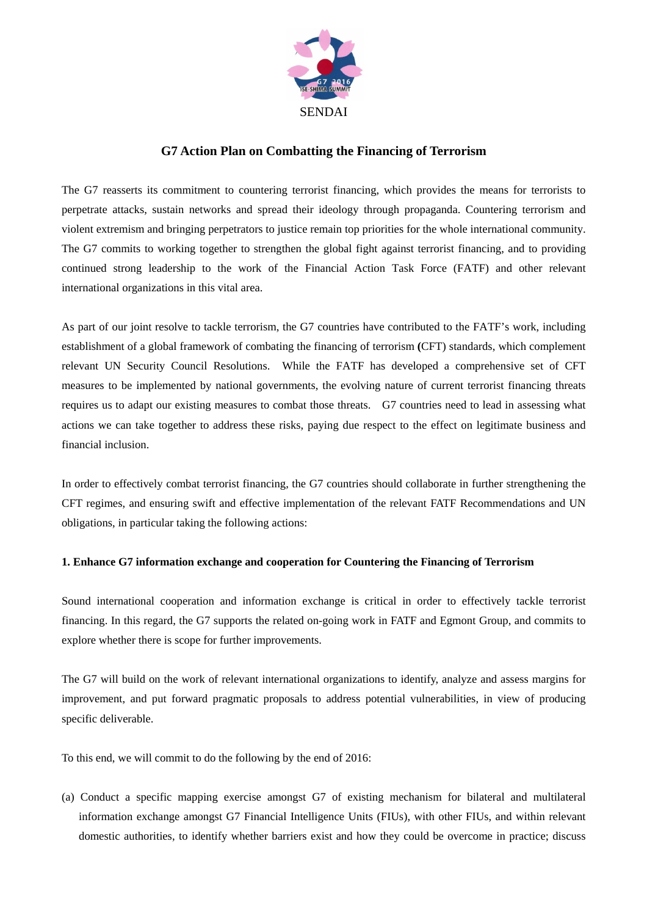SENDAI

# G7 Action Plan on Combatting the Financing of Terrorism

The G7 reasserts its commitment to countering terrorist financing, which provides the means for terrorists to perpetrate attacks, sustain networks and spread their ideology through propaganda. Countering terrorism and violent extremism and bringing perpetrators to justice remain top priorities for the whole international community. The G7 commits to working together to strengthen the global fight against terrorist financing, and to providing continued strong leadership to the work of the Financial Action Task Force (FATF) and other relevant international organizations in this vital area.

As part of our joint resolve to tackle terrorism, the G7 countries have contributed to the FATF's work, including establishment of a global framework of combating the financing of terrorism (CFT) standards, which complement relevant UN Security Council Resolutions. While the FATF has developed a comprehensive set of CFT measures to be implemented by national governments, the evolving nature of current terrorist financing threats requires us to adapt our existing measures to combat those threats. G7 countries need to lead in assessing what actions we can take together to address these risks, paying due respect to the effect on legitimate business and financial inclusion.

In order to effectively combat terrorist financing, the G7 countries should collaborate in further strengthening the CFT regimes, and ensuring swift and effective implementation of the relevant FATF Recommendations and UN obligations, in particular taking the following actions:

### 1. Enhance G7 information exchange and cooperation for Countering the Financing of Terrorism

Sound international cooperation and information exchange is critical in order to effectively tackle terrorist financing. In this regard, the G7 supports the related on-going work in FATF and Egmont Group, and commits to explore whether there is scope for further improvements.

The G7 will build on the work of relevant international organizations to identify, analyze and assess margins for improvement, and put forward pragmatic proposals to address potential vulnerabilities, in view of producing specific deliverable.

To this end, we will commit to do the following by the end of 2016:

(a) Conduct a specific mapping exercise amongst G7 of existing mechanism for bilateral and multilateral information exchange amongst G7 Financial Intelligence Units (FIUs), with other FIUs, and within relevant domestic authorities, to identify whether barriers exist and how they could be overcome in practice; discuss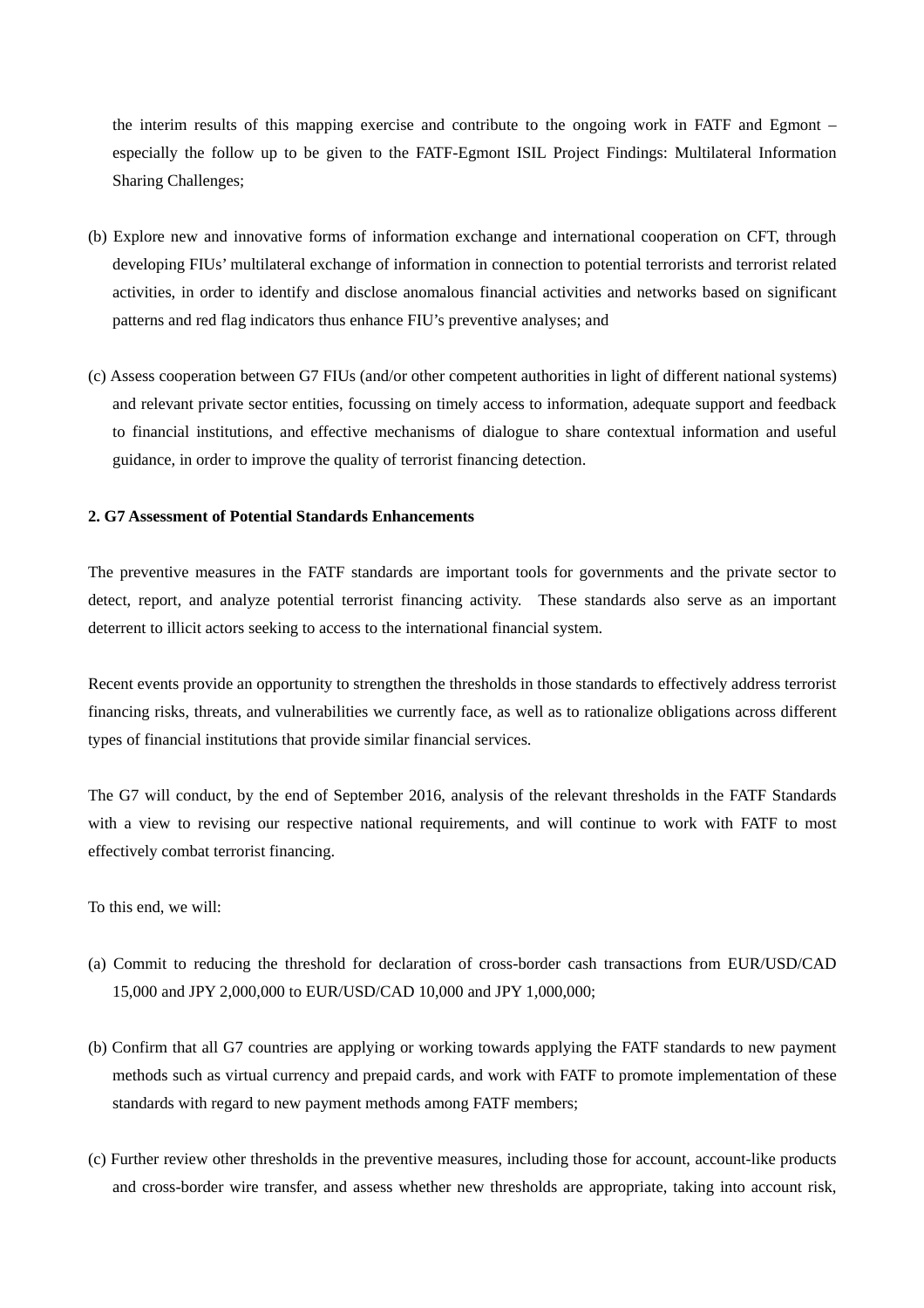the interim results of this mapping exercise and contribute to the ongoing work in FATF and Egmont – especially the follow up to be given to the FATF-Egmont ISIL Project Findings: Multilateral Information Sharing Challenges;

(b) Explore new and innovative forms of information exchange and international cooperation on CFT, through developing FIUs' multilateral exchange of information in connection to potential terrorists and terrorist related activities, in order to identify and disclose anomalous financial activities and networks based on significant patterns and red flag indicators thus enhance FIU's preventive analyses; and

(c) Assess cooperation between G7 FIUs (and/or other competent authorities in light of different national systems) and relevant private sector entities, focussing on timely access to information, adequate support and feedback to financial institutions, and effective mechanisms of dialogue to share contextual information and useful guidance, in order to improve the quality of terrorist financing detection.

**2. G7 Assessment of Potential Standards Enhancements**

The preventive measures in the FATF standards are important tools for governments and the private sector to detect, report, and analyze potential terrorist financing activity. These standards also serve as an important deterrent to illicit actors seeking to access to the international financial system.

Recent events provide an opportunity to strengthen the thresholds in those standards to effectively address terrorist financing risks, threats, and vulnerabilities we currently face, as well as to rationalize obligations across different types of financial institutions that provide similar financial services.

The G7 will conduct, by the end of September 2016, analysis of the relevant thresholds in the FATF Standards with a view to revising our respective national requirements, and will continue to work with FATF to most effectively combat terrorist financing.

To this end, we will:

(a) Commit to reducing the threshold for declaration of cross-border cash transactions from EUR/USD/CAD 15,000 and JPY 2,000,000 to EUR/USD/CAD 10,000 and JPY 1,000,000;

(b) Confirm that all G7 countries are applying or working towards applying the FATF standards to new payment methods such as virtual currency and prepaid cards, and work with FATF to promote implementation of these standards with regard to new payment methods among FATF members;

(c) Further review other thresholds in the preventive measures, including those for account, account-like products and cross-border wire transfer, and assess whether new thresholds are appropriate, taking into account risk,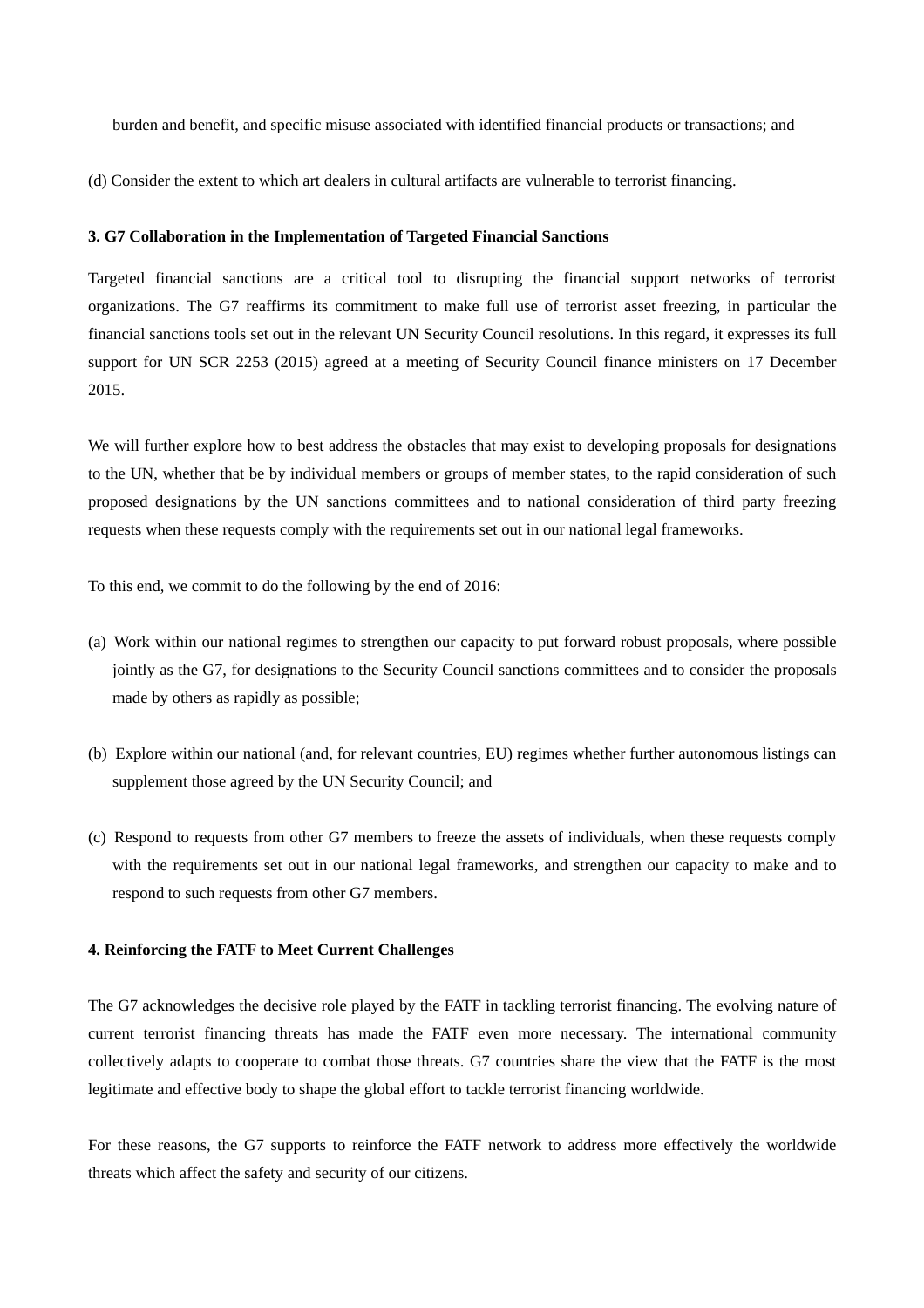burden and benefit, and specific misuse associated with identified financial products or transactions; and

(d) Consider the extent to which art dealers in cultural artifacts are vulnerable to terrorist financing.

**3. G7 Collaboration in the Implementation of Targeted Financial Sanctions**

Targeted financial sanctions are a critical tool to disrupting the financial support networks of terrorist organizations. The G7 reaffirms its commitment to make full use of terrorist asset freezing, in particular the financial sanctions tools set out in the relevant UN Security Council resolutions. In this regard, it expresses its full support for UN SCR 2253 (2015) agreed at a meeting of Security Council finance ministers on 17 December 2015.

We will further explore how to best address the obstacles that may exist to developing proposals for designations to the UN, whether that be by individual members or groups of member states, to the rapid consideration of such proposed designations by the UN sanctions committees and to national consideration of third party freezing requests when these requests comply with the requirements set out in our national legal frameworks.

To this end, we commit to do the following by the end of 2016:

(a) Work within our national regimes to strengthen our capacity to put forward robust proposals, where possible jointly as the G7, for designations to the Security Council sanctions committees and to consider the proposals made by others as rapidly as possible;

(b) Explore within our national (and, for relevant countries, EU) regimes whether further autonomous listings can supplement those agreed by the UN Security Council; and

(c) Respond to requests from other G7 members to freeze the assets of individuals, when these requests comply with the requirements set out in our national legal frameworks, and strengthen our capacity to make and to respond to such requests from other G7 members.

**4. Reinforcing the FATF to Meet Current Challenges**

The G7 acknowledges the decisive role played by the FATF in tackling terrorist financing. The evolving nature of current terrorist financing threats has made the FATF even more necessary. The international community collectively adapts to cooperate to combat those threats. G7 countries share the view that the FATF is the most legitimate and effective body to shape the global effort to tackle terrorist financing worldwide.

For these reasons, the G7 supports to reinforce the FATF network to address more effectively the worldwide threats which affect the safety and security of our citizens.